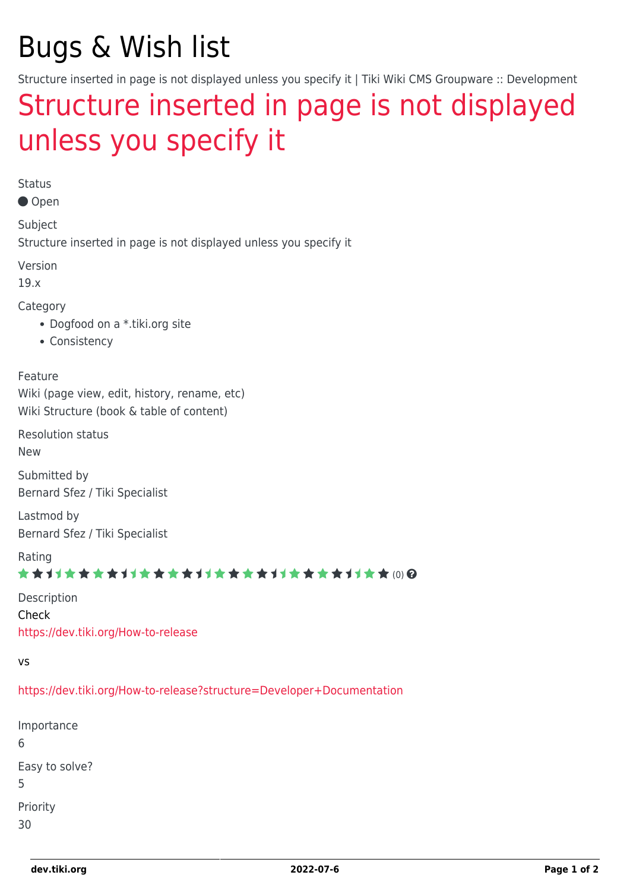# Bugs & Wish list

Structure inserted in page is not displayed unless you specify it | Tiki Wiki CMS Groupware :: Development

## Structure inserted in page is not displayed unless you specify it

Status

● Open

Subject

Structure inserted in page is not displayed unless you specify it

Version

19.x

Category

- Dogfood on a *.tiki.org site
- Consistency

Feature

Wiki (page view, edit, history, rename, etc)
Wiki Structure (book & table of content)

Resolution status

New

Submitted by

Bernard Sfez / Tiki Specialist

Lastmod by

Bernard Sfez / Tiki Specialist

Rating

(0)

Description

Check
https://dev.tiki.org/How-to-release

vs

https://dev.tiki.org/How-to-release?structure=Developer+Documentation

Importance

6

Easy to solve?

5

Priority

30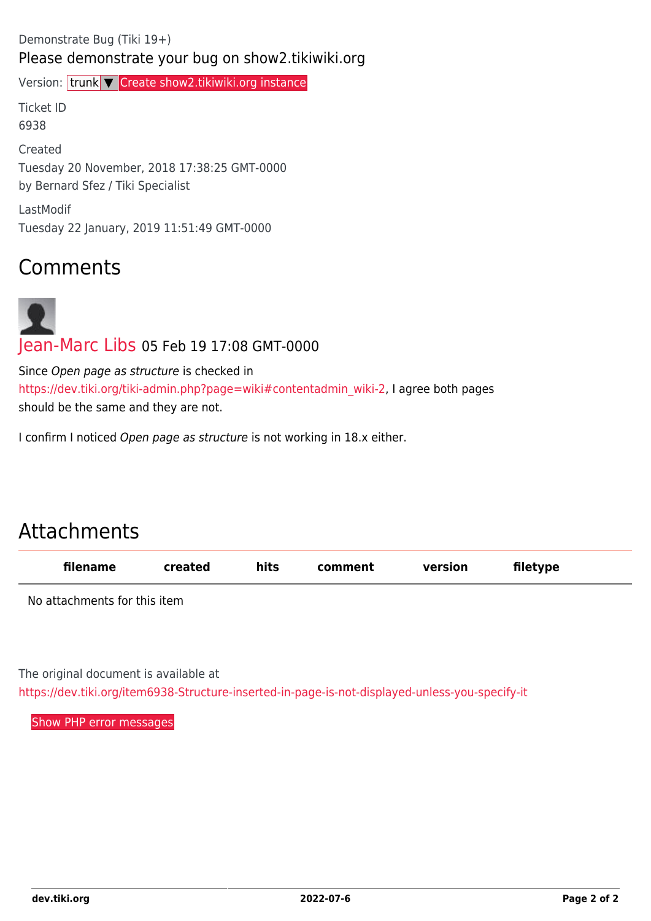Demonstrate Bug (Tiki 19+)

Please demonstrate your bug on show2.tikiwiki.org

Version: trunk ▼ Create show2.tikiwiki.org instance

Ticket ID

6938

Created

Tuesday 20 November, 2018 17:38:25 GMT-0000

by Bernard Sfez / Tiki Specialist

LastModif

Tuesday 22 January, 2019 11:51:49 GMT-0000

## Comments

Jean-Marc Libs 05 Feb 19 17:08 GMT-0000

Since *Open page as structure* is checked in https://dev.tiki.org/tiki-admin.php?page=wiki#contentadmin_wiki-2, I agree both pages should be the same and they are not.

I confirm I noticed *Open page as structure* is not working in 18.x either.

## Attachments

| filename | created | hits | comment | version | filetype |
|---|---|---|---|---|---|
| No attachments for this item | | | | | |

The original document is available at https://dev.tiki.org/item6938-Structure-inserted-in-page-is-not-displayed-unless-you-specify-it

Show PHP error messages